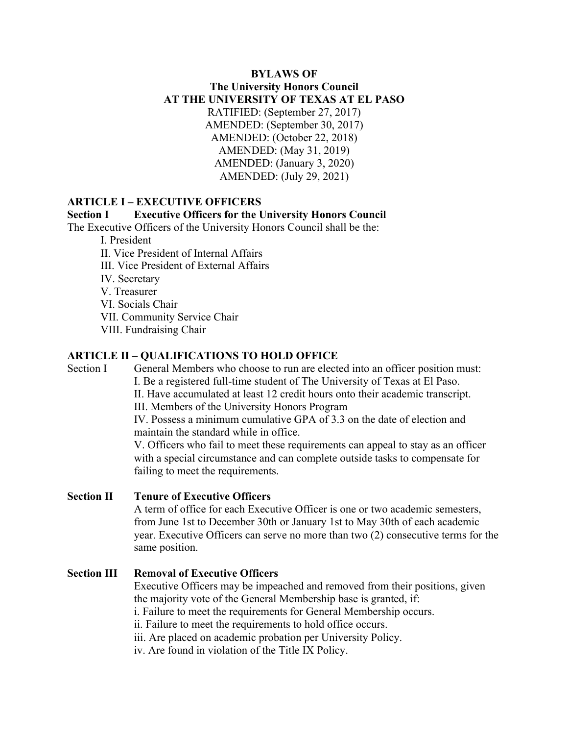**BYLAWS OF**
**The University Honors Council**
**AT THE UNIVERSITY OF TEXAS AT EL PASO**

RATIFIED: (September 27, 2017)
AMENDED: (September 30, 2017)
AMENDED: (October 22, 2018)
AMENDED: (May 31, 2019)
AMENDED: (January 3, 2020)
AMENDED: (July 29, 2021)

## ARTICLE I – EXECUTIVE OFFICERS

### Section I Executive Officers for the University Honors Council

The Executive Officers of the University Honors Council shall be the:

I. President
II. Vice President of Internal Affairs
III. Vice President of External Affairs
IV. Secretary
V. Treasurer
VI. Socials Chair
VII. Community Service Chair
VIII. Fundraising Chair

## ARTICLE II – QUALIFICATIONS TO HOLD OFFICE

Section I General Members who choose to run are elected into an officer position must:

I. Be a registered full-time student of The University of Texas at El Paso.
II. Have accumulated at least 12 credit hours onto their academic transcript.
III. Members of the University Honors Program
IV. Possess a minimum cumulative GPA of 3.3 on the date of election and maintain the standard while in office.
V. Officers who fail to meet these requirements can appeal to stay as an officer with a special circumstance and can complete outside tasks to compensate for failing to meet the requirements.

### Section II Tenure of Executive Officers

A term of office for each Executive Officer is one or two academic semesters, from June 1st to December 30th or January 1st to May 30th of each academic year. Executive Officers can serve no more than two (2) consecutive terms for the same position.

### Section III Removal of Executive Officers

Executive Officers may be impeached and removed from their positions, given the majority vote of the General Membership base is granted, if:

i. Failure to meet the requirements for General Membership occurs.
ii. Failure to meet the requirements to hold office occurs.
iii. Are placed on academic probation per University Policy.
iv. Are found in violation of the Title IX Policy.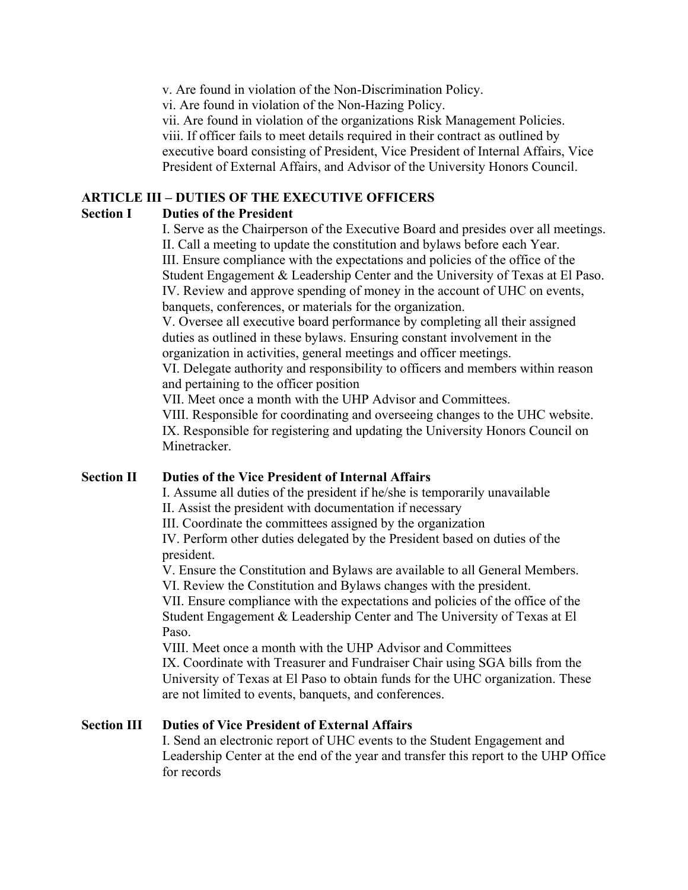v. Are found in violation of the Non-Discrimination Policy.
vi. Are found in violation of the Non-Hazing Policy.
vii. Are found in violation of the organizations Risk Management Policies.
viii. If officer fails to meet details required in their contract as outlined by executive board consisting of President, Vice President of Internal Affairs, Vice President of External Affairs, and Advisor of the University Honors Council.

## ARTICLE III – DUTIES OF THE EXECUTIVE OFFICERS

### Section I Duties of the President

I. Serve as the Chairperson of the Executive Board and presides over all meetings.
II. Call a meeting to update the constitution and bylaws before each Year.
III. Ensure compliance with the expectations and policies of the office of the Student Engagement & Leadership Center and the University of Texas at El Paso.
IV. Review and approve spending of money in the account of UHC on events, banquets, conferences, or materials for the organization.
V. Oversee all executive board performance by completing all their assigned duties as outlined in these bylaws. Ensuring constant involvement in the organization in activities, general meetings and officer meetings.
VI. Delegate authority and responsibility to officers and members within reason and pertaining to the officer position
VII. Meet once a month with the UHP Advisor and Committees.
VIII. Responsible for coordinating and overseeing changes to the UHC website.
IX. Responsible for registering and updating the University Honors Council on Minetracker.

### Section II Duties of the Vice President of Internal Affairs

I. Assume all duties of the president if he/she is temporarily unavailable
II. Assist the president with documentation if necessary
III. Coordinate the committees assigned by the organization
IV. Perform other duties delegated by the President based on duties of the president.
V. Ensure the Constitution and Bylaws are available to all General Members.
VI. Review the Constitution and Bylaws changes with the president.
VII. Ensure compliance with the expectations and policies of the office of the Student Engagement & Leadership Center and The University of Texas at El Paso.
VIII. Meet once a month with the UHP Advisor and Committees
IX. Coordinate with Treasurer and Fundraiser Chair using SGA bills from the University of Texas at El Paso to obtain funds for the UHC organization. These are not limited to events, banquets, and conferences.

### Section III Duties of Vice President of External Affairs

I. Send an electronic report of UHC events to the Student Engagement and Leadership Center at the end of the year and transfer this report to the UHP Office for records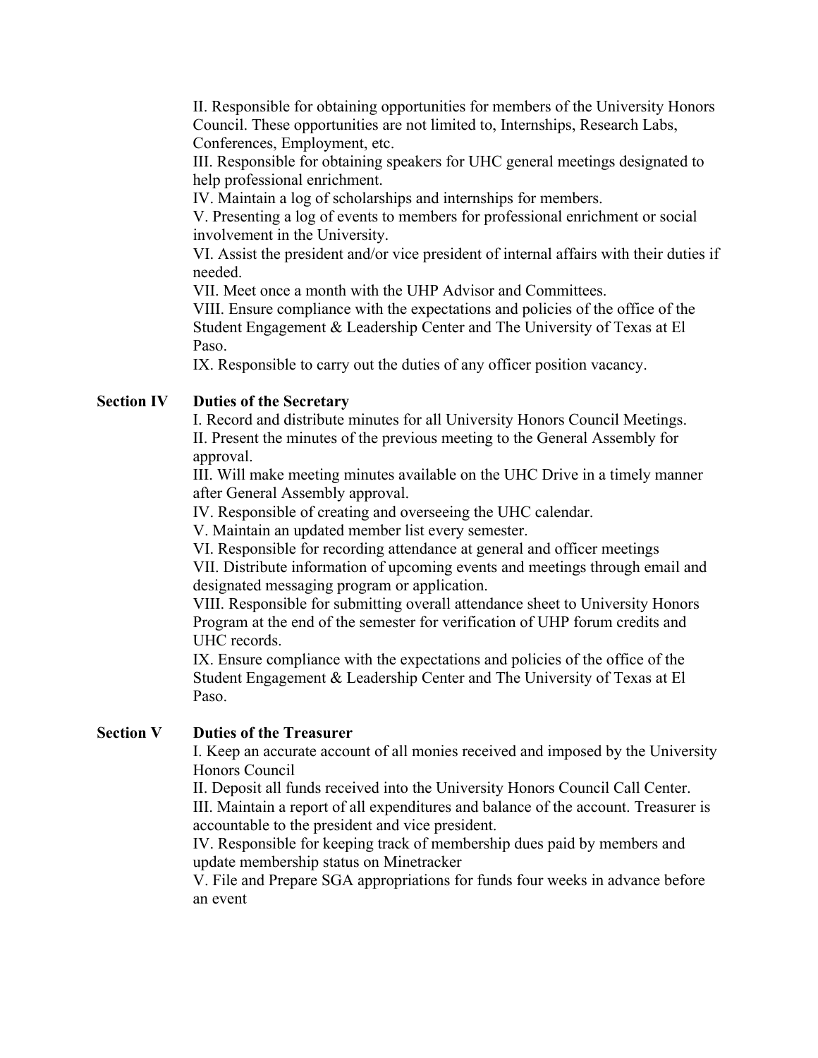II. Responsible for obtaining opportunities for members of the University Honors Council. These opportunities are not limited to, Internships, Research Labs, Conferences, Employment, etc.

III. Responsible for obtaining speakers for UHC general meetings designated to help professional enrichment.

IV. Maintain a log of scholarships and internships for members.

V. Presenting a log of events to members for professional enrichment or social involvement in the University.

VI. Assist the president and/or vice president of internal affairs with their duties if needed.

VII. Meet once a month with the UHP Advisor and Committees.

VIII. Ensure compliance with the expectations and policies of the office of the Student Engagement & Leadership Center and The University of Texas at El Paso.

IX. Responsible to carry out the duties of any officer position vacancy.

**Section IV Duties of the Secretary**

I. Record and distribute minutes for all University Honors Council Meetings.

II. Present the minutes of the previous meeting to the General Assembly for approval.

III. Will make meeting minutes available on the UHC Drive in a timely manner after General Assembly approval.

IV. Responsible of creating and overseeing the UHC calendar.

V. Maintain an updated member list every semester.

VI. Responsible for recording attendance at general and officer meetings

VII. Distribute information of upcoming events and meetings through email and designated messaging program or application.

VIII. Responsible for submitting overall attendance sheet to University Honors Program at the end of the semester for verification of UHP forum credits and UHC records.

IX. Ensure compliance with the expectations and policies of the office of the Student Engagement & Leadership Center and The University of Texas at El Paso.

**Section V Duties of the Treasurer**

I. Keep an accurate account of all monies received and imposed by the University Honors Council

II. Deposit all funds received into the University Honors Council Call Center.

III. Maintain a report of all expenditures and balance of the account. Treasurer is accountable to the president and vice president.

IV. Responsible for keeping track of membership dues paid by members and update membership status on Minetracker

V. File and Prepare SGA appropriations for funds four weeks in advance before an event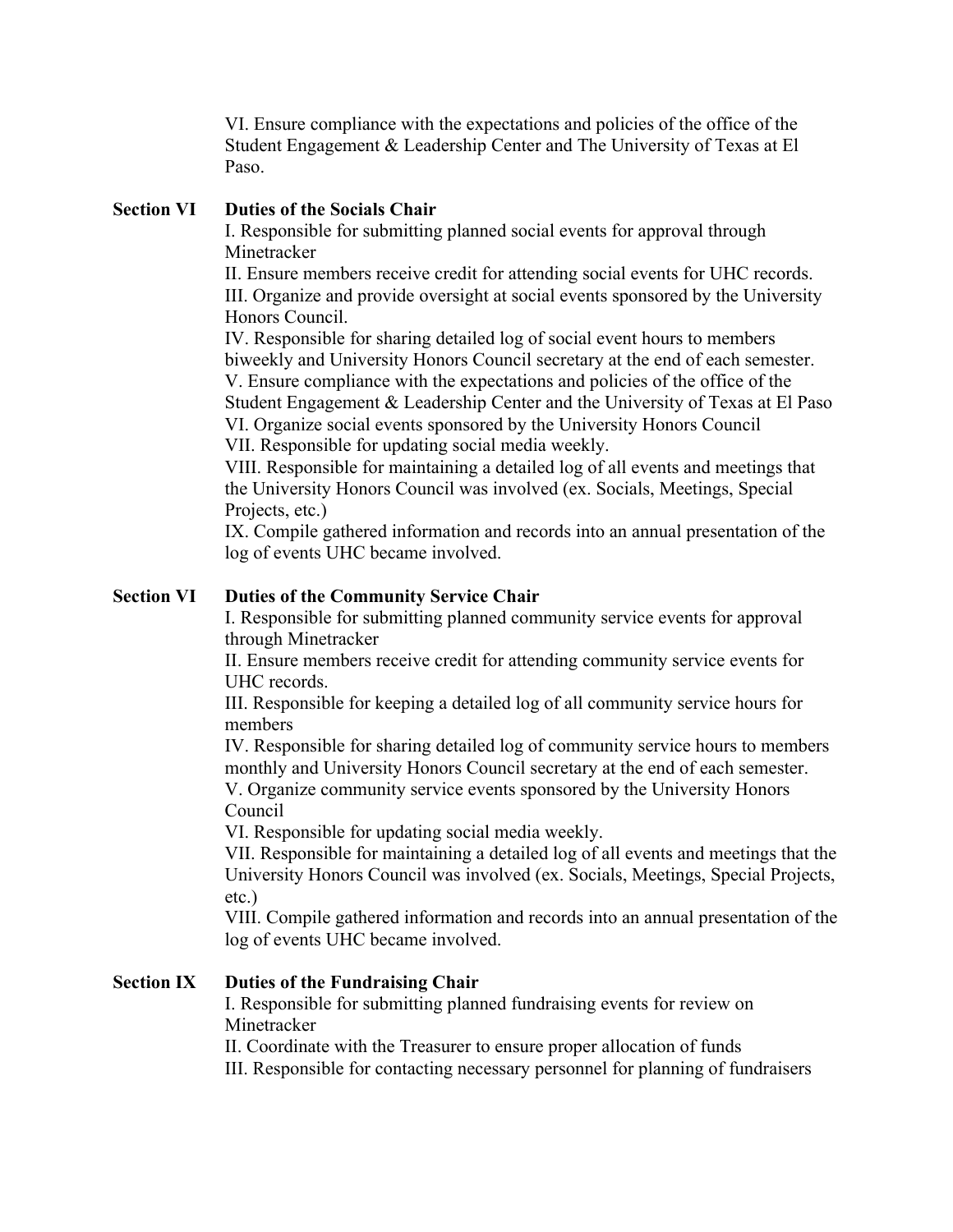VI. Ensure compliance with the expectations and policies of the office of the Student Engagement & Leadership Center and The University of Texas at El Paso.

**Section VI Duties of the Socials Chair**

I. Responsible for submitting planned social events for approval through Minetracker
II. Ensure members receive credit for attending social events for UHC records.
III. Organize and provide oversight at social events sponsored by the University Honors Council.
IV. Responsible for sharing detailed log of social event hours to members biweekly and University Honors Council secretary at the end of each semester.
V. Ensure compliance with the expectations and policies of the office of the Student Engagement & Leadership Center and the University of Texas at El Paso
VI. Organize social events sponsored by the University Honors Council
VII. Responsible for updating social media weekly.
VIII. Responsible for maintaining a detailed log of all events and meetings that the University Honors Council was involved (ex. Socials, Meetings, Special Projects, etc.)
IX. Compile gathered information and records into an annual presentation of the log of events UHC became involved.

**Section VI Duties of the Community Service Chair**

I. Responsible for submitting planned community service events for approval through Minetracker
II. Ensure members receive credit for attending community service events for UHC records.
III. Responsible for keeping a detailed log of all community service hours for members
IV. Responsible for sharing detailed log of community service hours to members monthly and University Honors Council secretary at the end of each semester.
V. Organize community service events sponsored by the University Honors Council
VI. Responsible for updating social media weekly.
VII. Responsible for maintaining a detailed log of all events and meetings that the University Honors Council was involved (ex. Socials, Meetings, Special Projects, etc.)
VIII. Compile gathered information and records into an annual presentation of the log of events UHC became involved.

**Section IX Duties of the Fundraising Chair**

I. Responsible for submitting planned fundraising events for review on Minetracker
II. Coordinate with the Treasurer to ensure proper allocation of funds
III. Responsible for contacting necessary personnel for planning of fundraisers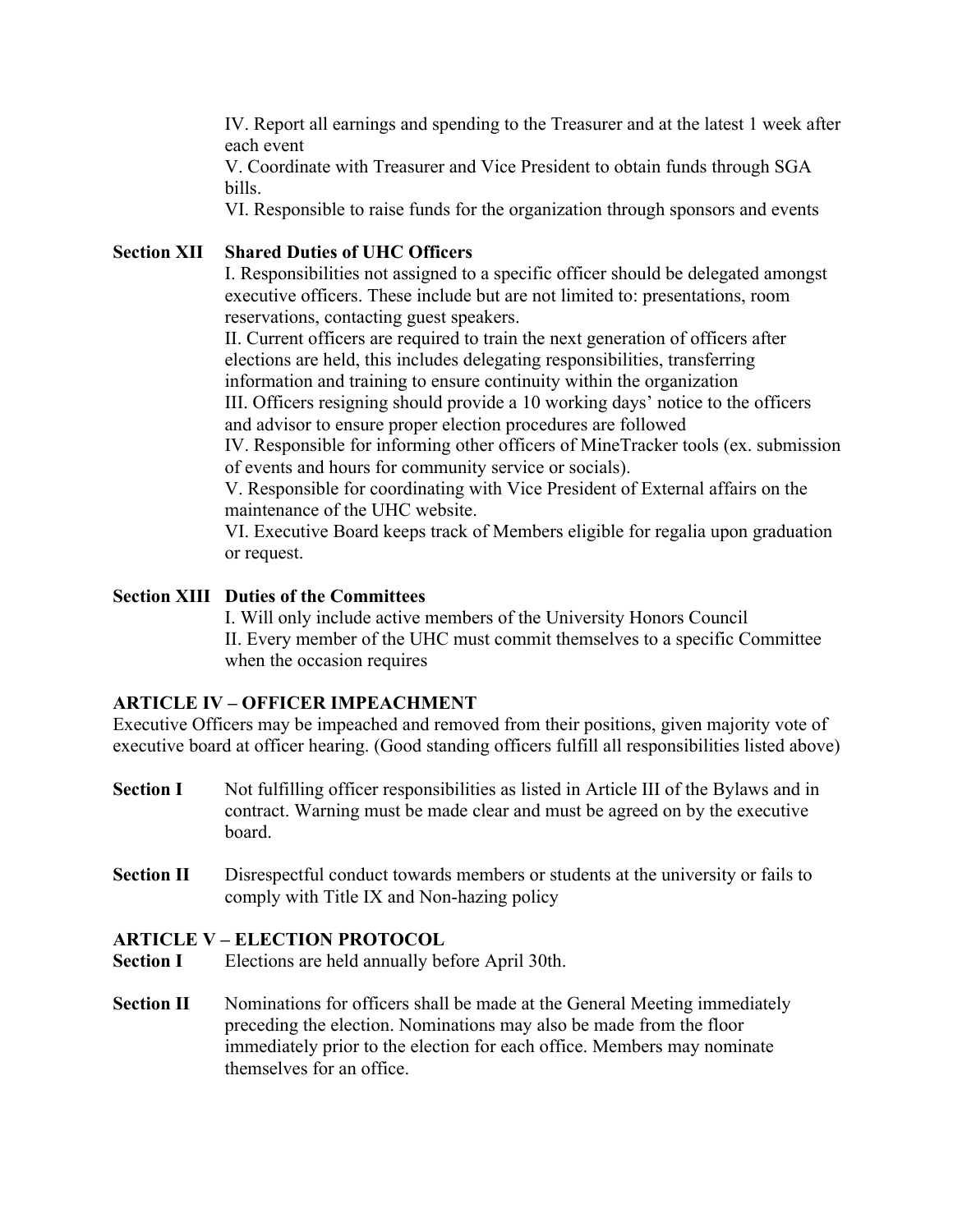IV. Report all earnings and spending to the Treasurer and at the latest 1 week after each event

V. Coordinate with Treasurer and Vice President to obtain funds through SGA bills.

VI. Responsible to raise funds for the organization through sponsors and events

**Section XII Shared Duties of UHC Officers**

I. Responsibilities not assigned to a specific officer should be delegated amongst executive officers. These include but are not limited to: presentations, room reservations, contacting guest speakers.

II. Current officers are required to train the next generation of officers after elections are held, this includes delegating responsibilities, transferring information and training to ensure continuity within the organization

III. Officers resigning should provide a 10 working days' notice to the officers and advisor to ensure proper election procedures are followed

IV. Responsible for informing other officers of MineTracker tools (ex. submission of events and hours for community service or socials).

V. Responsible for coordinating with Vice President of External affairs on the maintenance of the UHC website.

VI. Executive Board keeps track of Members eligible for regalia upon graduation or request.

**Section XIII Duties of the Committees**

I. Will only include active members of the University Honors Council

II. Every member of the UHC must commit themselves to a specific Committee when the occasion requires

## ARTICLE IV – OFFICER IMPEACHMENT

Executive Officers may be impeached and removed from their positions, given majority vote of executive board at officer hearing. (Good standing officers fulfill all responsibilities listed above)

**Section I** Not fulfilling officer responsibilities as listed in Article III of the Bylaws and in contract. Warning must be made clear and must be agreed on by the executive board.

**Section II** Disrespectful conduct towards members or students at the university or fails to comply with Title IX and Non-hazing policy

## ARTICLE V – ELECTION PROTOCOL

**Section I** Elections are held annually before April 30th.

**Section II** Nominations for officers shall be made at the General Meeting immediately preceding the election. Nominations may also be made from the floor immediately prior to the election for each office. Members may nominate themselves for an office.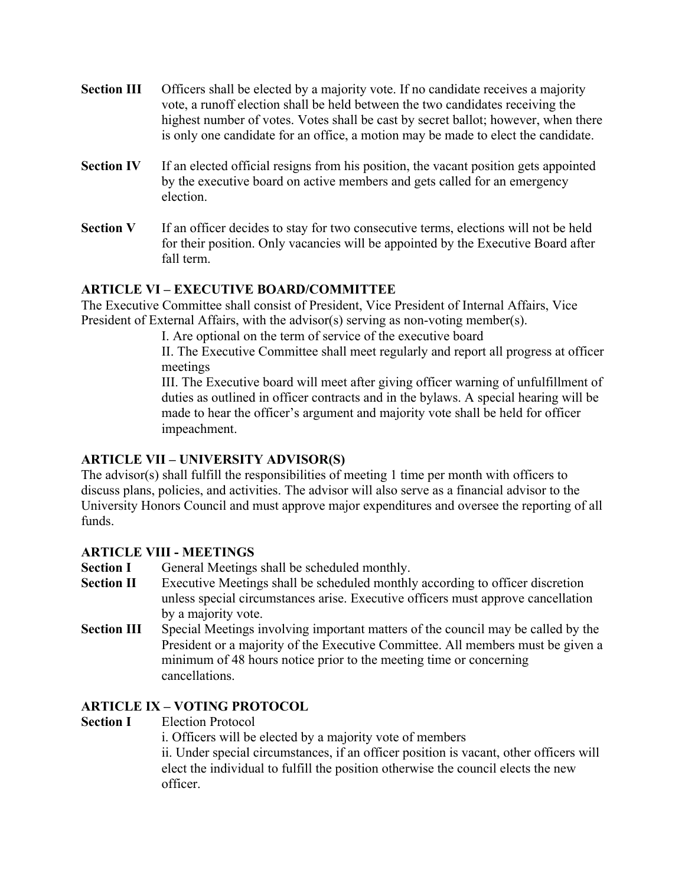**Section III** Officers shall be elected by a majority vote. If no candidate receives a majority vote, a runoff election shall be held between the two candidates receiving the highest number of votes. Votes shall be cast by secret ballot; however, when there is only one candidate for an office, a motion may be made to elect the candidate.

**Section IV** If an elected official resigns from his position, the vacant position gets appointed by the executive board on active members and gets called for an emergency election.

**Section V** If an officer decides to stay for two consecutive terms, elections will not be held for their position. Only vacancies will be appointed by the Executive Board after fall term.

## ARTICLE VI – EXECUTIVE BOARD/COMMITTEE

The Executive Committee shall consist of President, Vice President of Internal Affairs, Vice President of External Affairs, with the advisor(s) serving as non-voting member(s).

I. Are optional on the term of service of the executive board

II. The Executive Committee shall meet regularly and report all progress at officer meetings

III. The Executive board will meet after giving officer warning of unfulfillment of duties as outlined in officer contracts and in the bylaws. A special hearing will be made to hear the officer's argument and majority vote shall be held for officer impeachment.

## ARTICLE VII – UNIVERSITY ADVISOR(S)

The advisor(s) shall fulfill the responsibilities of meeting 1 time per month with officers to discuss plans, policies, and activities. The advisor will also serve as a financial advisor to the University Honors Council and must approve major expenditures and oversee the reporting of all funds.

## ARTICLE VIII - MEETINGS

**Section I** General Meetings shall be scheduled monthly.

**Section II** Executive Meetings shall be scheduled monthly according to officer discretion unless special circumstances arise. Executive officers must approve cancellation by a majority vote.

**Section III** Special Meetings involving important matters of the council may be called by the President or a majority of the Executive Committee. All members must be given a minimum of 48 hours notice prior to the meeting time or concerning cancellations.

## ARTICLE IX – VOTING PROTOCOL

**Section I** Election Protocol

i. Officers will be elected by a majority vote of members

ii. Under special circumstances, if an officer position is vacant, other officers will elect the individual to fulfill the position otherwise the council elects the new officer.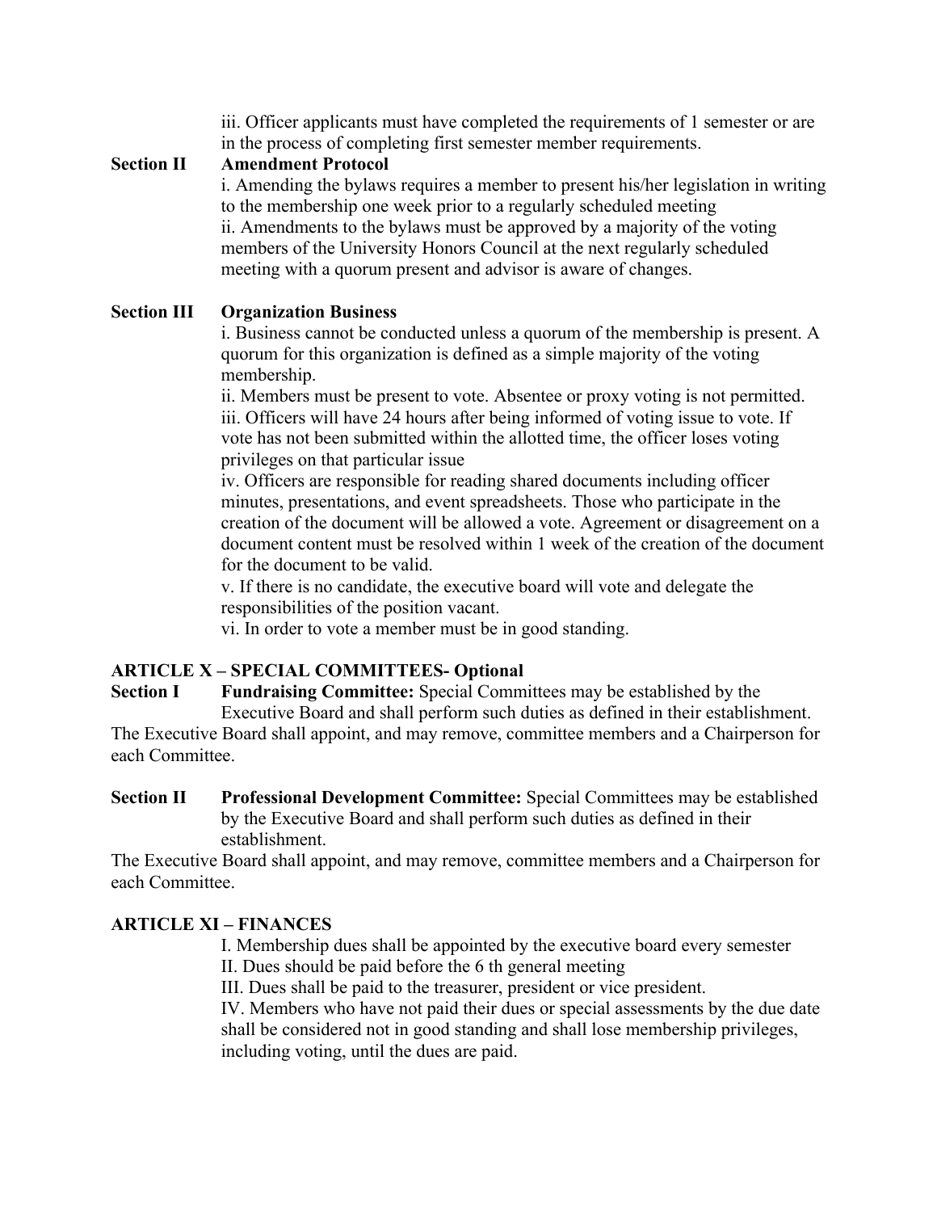iii. Officer applicants must have completed the requirements of 1 semester or are in the process of completing first semester member requirements.

**Section II Amendment Protocol**

i. Amending the bylaws requires a member to present his/her legislation in writing to the membership one week prior to a regularly scheduled meeting
ii. Amendments to the bylaws must be approved by a majority of the voting members of the University Honors Council at the next regularly scheduled meeting with a quorum present and advisor is aware of changes.

**Section III Organization Business**

i. Business cannot be conducted unless a quorum of the membership is present. A quorum for this organization is defined as a simple majority of the voting membership.
ii. Members must be present to vote. Absentee or proxy voting is not permitted.
iii. Officers will have 24 hours after being informed of voting issue to vote. If vote has not been submitted within the allotted time, the officer loses voting privileges on that particular issue
iv. Officers are responsible for reading shared documents including officer minutes, presentations, and event spreadsheets. Those who participate in the creation of the document will be allowed a vote. Agreement or disagreement on a document content must be resolved within 1 week of the creation of the document for the document to be valid.
v. If there is no candidate, the executive board will vote and delegate the responsibilities of the position vacant.
vi. In order to vote a member must be in good standing.

## ARTICLE X – SPECIAL COMMITTEES- Optional

**Section I Fundraising Committee:** Special Committees may be established by the Executive Board and shall perform such duties as defined in their establishment. The Executive Board shall appoint, and may remove, committee members and a Chairperson for each Committee.

**Section II Professional Development Committee:** Special Committees may be established by the Executive Board and shall perform such duties as defined in their establishment.
The Executive Board shall appoint, and may remove, committee members and a Chairperson for each Committee.

## ARTICLE XI – FINANCES

I. Membership dues shall be appointed by the executive board every semester
II. Dues should be paid before the 6 th general meeting
III. Dues shall be paid to the treasurer, president or vice president.
IV. Members who have not paid their dues or special assessments by the due date shall be considered not in good standing and shall lose membership privileges, including voting, until the dues are paid.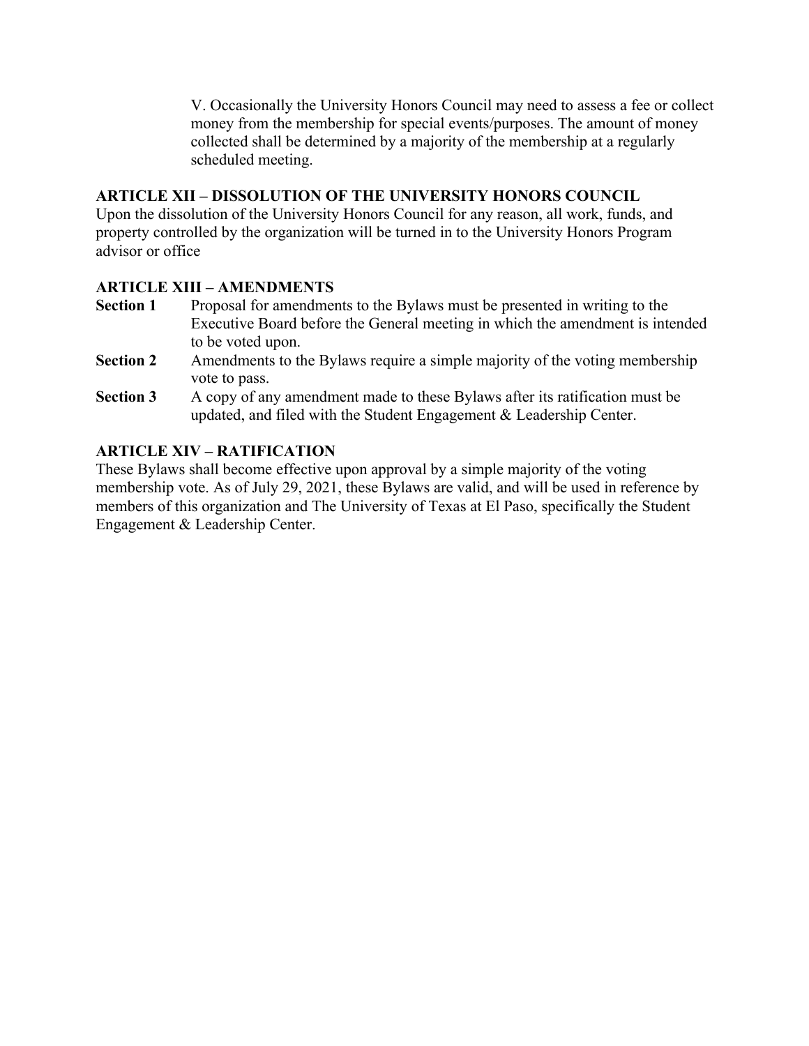V. Occasionally the University Honors Council may need to assess a fee or collect money from the membership for special events/purposes. The amount of money collected shall be determined by a majority of the membership at a regularly scheduled meeting.

## ARTICLE XII – DISSOLUTION OF THE UNIVERSITY HONORS COUNCIL

Upon the dissolution of the University Honors Council for any reason, all work, funds, and property controlled by the organization will be turned in to the University Honors Program advisor or office

## ARTICLE XIII – AMENDMENTS

**Section 1** Proposal for amendments to the Bylaws must be presented in writing to the Executive Board before the General meeting in which the amendment is intended to be voted upon.

**Section 2** Amendments to the Bylaws require a simple majority of the voting membership vote to pass.

**Section 3** A copy of any amendment made to these Bylaws after its ratification must be updated, and filed with the Student Engagement & Leadership Center.

## ARTICLE XIV – RATIFICATION

These Bylaws shall become effective upon approval by a simple majority of the voting membership vote. As of July 29, 2021, these Bylaws are valid, and will be used in reference by members of this organization and The University of Texas at El Paso, specifically the Student Engagement & Leadership Center.